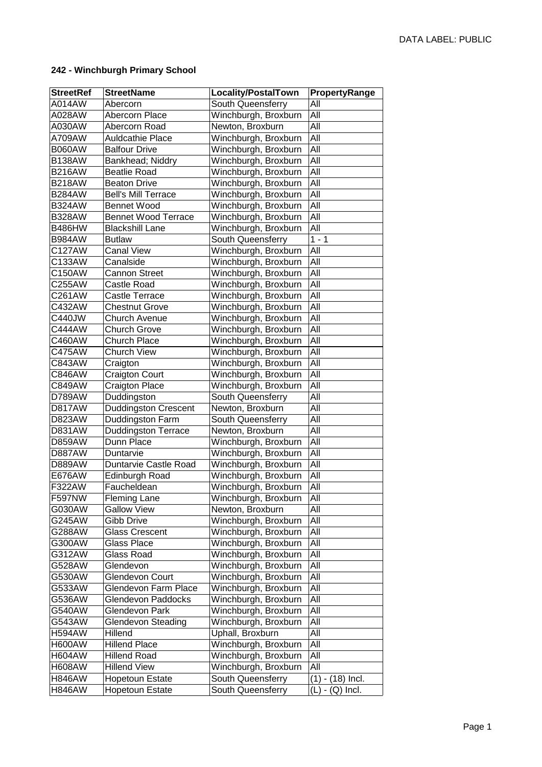**242 - Winchburgh Primary School**

| StreetRef | StreetName | Locality/PostalTown | PropertyRange |
|---|---|---|---|
| A014AW | Abercorn | South Queensferry | All |
| A028AW | Abercorn Place | Winchburgh, Broxburn | All |
| A030AW | Abercorn Road | Newton, Broxburn | All |
| A709AW | Auldcathie Place | Winchburgh, Broxburn | All |
| B060AW | Balfour Drive | Winchburgh, Broxburn | All |
| B138AW | Bankhead; Niddry | Winchburgh, Broxburn | All |
| B216AW | Beatlie Road | Winchburgh, Broxburn | All |
| B218AW | Beaton Drive | Winchburgh, Broxburn | All |
| B284AW | Bell's Mill Terrace | Winchburgh, Broxburn | All |
| B324AW | Bennet Wood | Winchburgh, Broxburn | All |
| B328AW | Bennet Wood Terrace | Winchburgh, Broxburn | All |
| B486HW | Blackshill Lane | Winchburgh, Broxburn | All |
| B984AW | Butlaw | South Queensferry | 1 - 1 |
| C127AW | Canal View | Winchburgh, Broxburn | All |
| C133AW | Canalside | Winchburgh, Broxburn | All |
| C150AW | Cannon Street | Winchburgh, Broxburn | All |
| C255AW | Castle Road | Winchburgh, Broxburn | All |
| C261AW | Castle Terrace | Winchburgh, Broxburn | All |
| C432AW | Chestnut Grove | Winchburgh, Broxburn | All |
| C440JW | Church Avenue | Winchburgh, Broxburn | All |
| C444AW | Church Grove | Winchburgh, Broxburn | All |
| C460AW | Church Place | Winchburgh, Broxburn | All |
| C475AW | Church View | Winchburgh, Broxburn | All |
| C843AW | Craigton | Winchburgh, Broxburn | All |
| C846AW | Craigton Court | Winchburgh, Broxburn | All |
| C849AW | Craigton Place | Winchburgh, Broxburn | All |
| D789AW | Duddingston | South Queensferry | All |
| D817AW | Duddingston Crescent | Newton, Broxburn | All |
| D823AW | Duddingston Farm | South Queensferry | All |
| D831AW | Duddingston Terrace | Newton, Broxburn | All |
| D859AW | Dunn Place | Winchburgh, Broxburn | All |
| D887AW | Duntarvie | Winchburgh, Broxburn | All |
| D889AW | Duntarvie Castle Road | Winchburgh, Broxburn | All |
| E676AW | Edinburgh Road | Winchburgh, Broxburn | All |
| F322AW | Faucheldean | Winchburgh, Broxburn | All |
| F597NW | Fleming Lane | Winchburgh, Broxburn | All |
| G030AW | Gallow View | Newton, Broxburn | All |
| G245AW | Gibb Drive | Winchburgh, Broxburn | All |
| G288AW | Glass Crescent | Winchburgh, Broxburn | All |
| G300AW | Glass Place | Winchburgh, Broxburn | All |
| G312AW | Glass Road | Winchburgh, Broxburn | All |
| G528AW | Glendevon | Winchburgh, Broxburn | All |
| G530AW | Glendevon Court | Winchburgh, Broxburn | All |
| G533AW | Glendevon Farm Place | Winchburgh, Broxburn | All |
| G536AW | Glendevon Paddocks | Winchburgh, Broxburn | All |
| G540AW | Glendevon Park | Winchburgh, Broxburn | All |
| G543AW | Glendevon Steading | Winchburgh, Broxburn | All |
| H594AW | Hillend | Uphall, Broxburn | All |
| H600AW | Hillend Place | Winchburgh, Broxburn | All |
| H604AW | Hillend Road | Winchburgh, Broxburn | All |
| H608AW | Hillend View | Winchburgh, Broxburn | All |
| H846AW | Hopetoun Estate | South Queensferry | (1) - (18) Incl. |
| H846AW | Hopetoun Estate | South Queensferry | (L) - (Q) Incl. |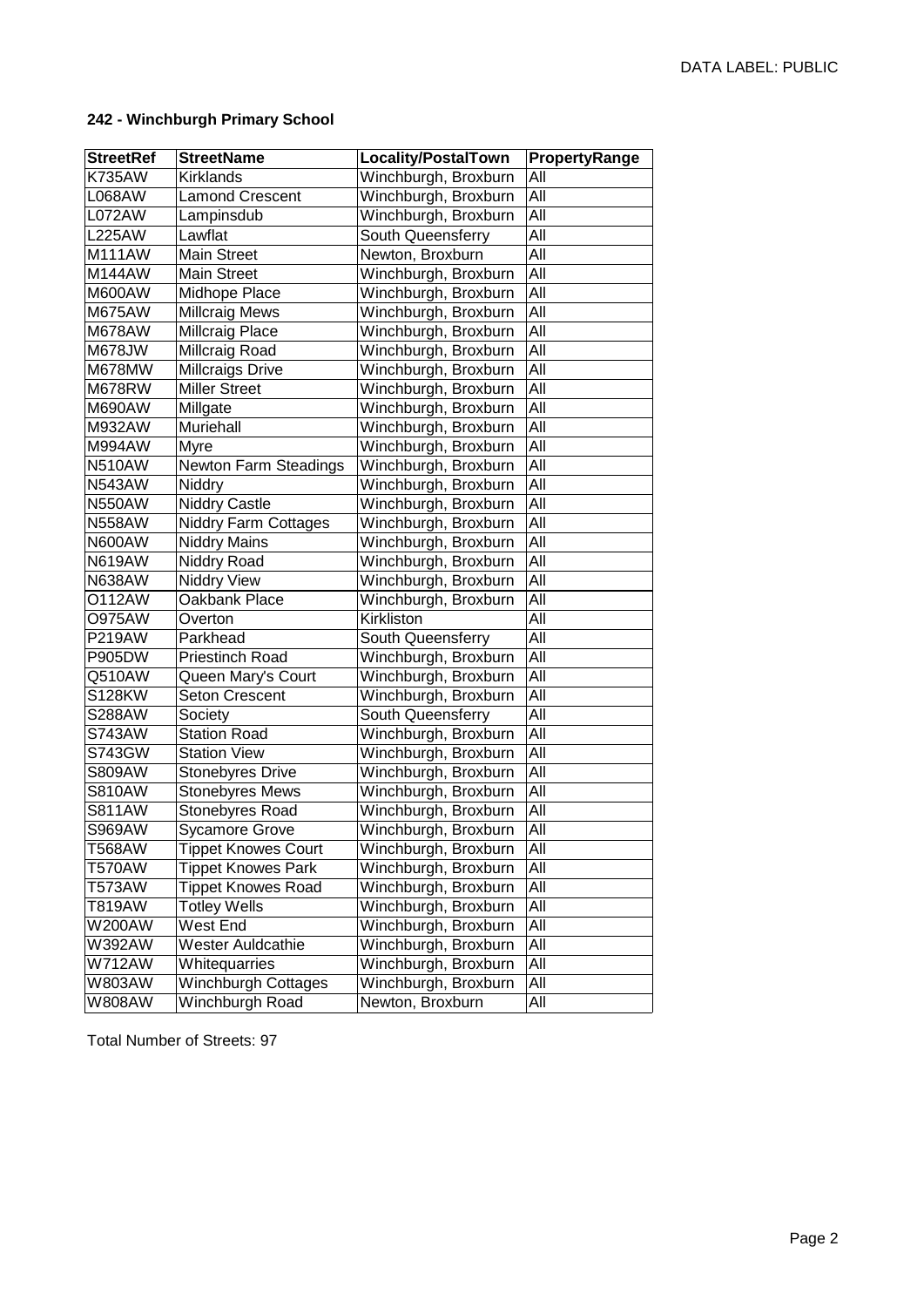**242 - Winchburgh Primary School**

| StreetRef | StreetName | Locality/PostalTown | PropertyRange |
|---|---|---|---|
| K735AW | Kirklands | Winchburgh, Broxburn | All |
| L068AW | Lamond Crescent | Winchburgh, Broxburn | All |
| L072AW | Lampinsdub | Winchburgh, Broxburn | All |
| L225AW | Lawflat | South Queensferry | All |
| M111AW | Main Street | Newton, Broxburn | All |
| M144AW | Main Street | Winchburgh, Broxburn | All |
| M600AW | Midhope Place | Winchburgh, Broxburn | All |
| M675AW | Millcraig Mews | Winchburgh, Broxburn | All |
| M678AW | Millcraig Place | Winchburgh, Broxburn | All |
| M678JW | Millcraig Road | Winchburgh, Broxburn | All |
| M678MW | Millcraigs Drive | Winchburgh, Broxburn | All |
| M678RW | Miller Street | Winchburgh, Broxburn | All |
| M690AW | Millgate | Winchburgh, Broxburn | All |
| M932AW | Muriehall | Winchburgh, Broxburn | All |
| M994AW | Myre | Winchburgh, Broxburn | All |
| N510AW | Newton Farm Steadings | Winchburgh, Broxburn | All |
| N543AW | Niddry | Winchburgh, Broxburn | All |
| N550AW | Niddry Castle | Winchburgh, Broxburn | All |
| N558AW | Niddry Farm Cottages | Winchburgh, Broxburn | All |
| N600AW | Niddry Mains | Winchburgh, Broxburn | All |
| N619AW | Niddry Road | Winchburgh, Broxburn | All |
| N638AW | Niddry View | Winchburgh, Broxburn | All |
| O112AW | Oakbank Place | Winchburgh, Broxburn | All |
| O975AW | Overton | Kirkliston | All |
| P219AW | Parkhead | South Queensferry | All |
| P905DW | Priestinch Road | Winchburgh, Broxburn | All |
| Q510AW | Queen Mary's Court | Winchburgh, Broxburn | All |
| S128KW | Seton Crescent | Winchburgh, Broxburn | All |
| S288AW | Society | South Queensferry | All |
| S743AW | Station Road | Winchburgh, Broxburn | All |
| S743GW | Station View | Winchburgh, Broxburn | All |
| S809AW | Stonebyres Drive | Winchburgh, Broxburn | All |
| S810AW | Stonebyres Mews | Winchburgh, Broxburn | All |
| S811AW | Stonebyres Road | Winchburgh, Broxburn | All |
| S969AW | Sycamore Grove | Winchburgh, Broxburn | All |
| T568AW | Tippet Knowes Court | Winchburgh, Broxburn | All |
| T570AW | Tippet Knowes Park | Winchburgh, Broxburn | All |
| T573AW | Tippet Knowes Road | Winchburgh, Broxburn | All |
| T819AW | Totley Wells | Winchburgh, Broxburn | All |
| W200AW | West End | Winchburgh, Broxburn | All |
| W392AW | Wester Auldcathie | Winchburgh, Broxburn | All |
| W712AW | Whitequarries | Winchburgh, Broxburn | All |
| W803AW | Winchburgh Cottages | Winchburgh, Broxburn | All |
| W808AW | Winchburgh Road | Newton, Broxburn | All |

Total Number of Streets: 97